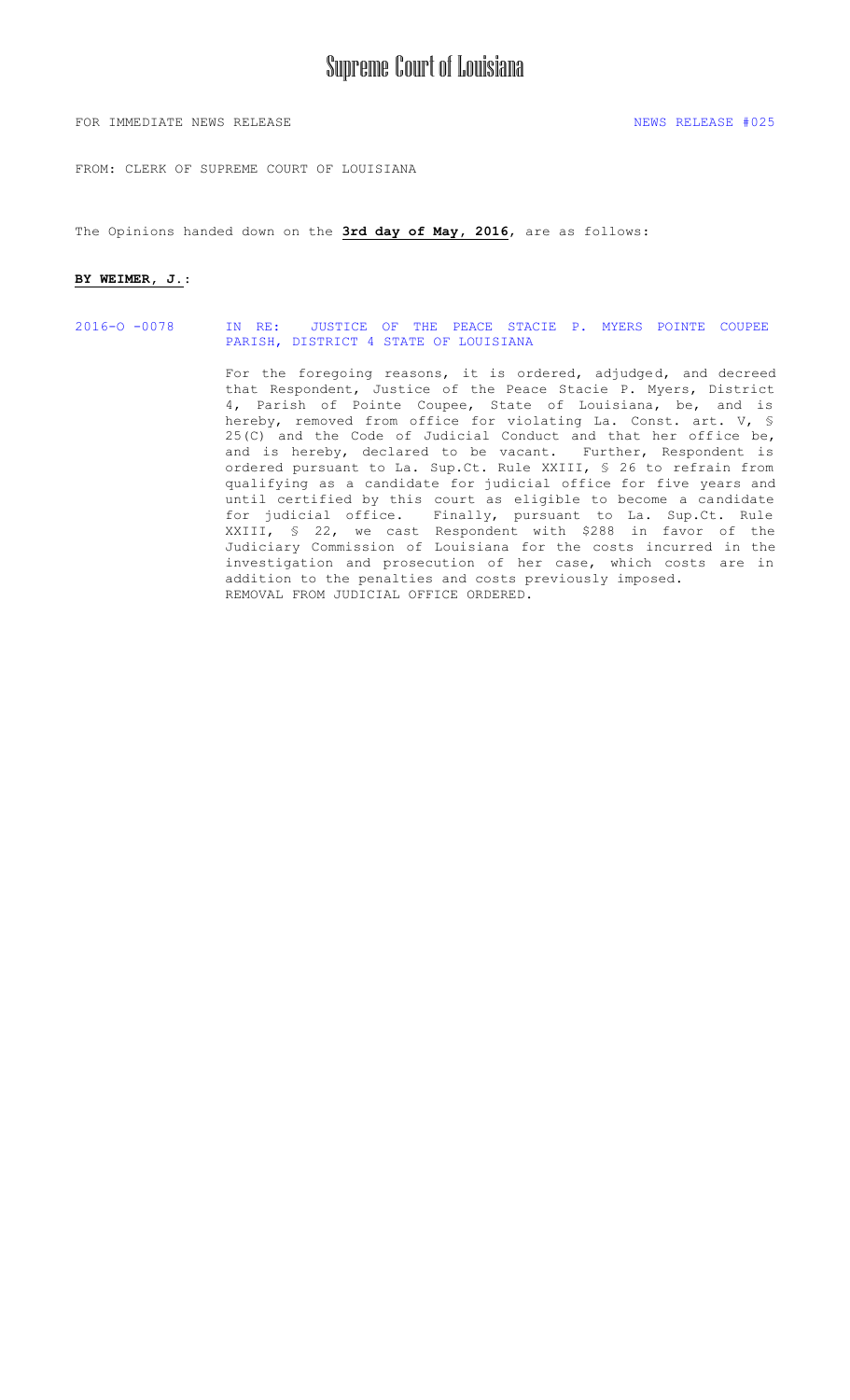# Supreme Court of Louisiana

FOR IMMEDIATE NEWS RELEASE NEWS RELEASE #025

FROM: CLERK OF SUPREME COURT OF LOUISIANA

The Opinions handed down on the **3rd day of May, 2016**, are as follows:

**BY WEIMER, J.:**

2016-O -0078 IN RE: JUSTICE OF THE PEACE STACIE P. MYERS POINTE COUPEE PARISH, DISTRICT 4 STATE OF LOUISIANA

For the foregoing reasons, it is ordered, adjudged, and decreed that Respondent, Justice of the Peace Stacie P. Myers, District 4, Parish of Pointe Coupee, State of Louisiana, be, and is hereby, removed from office for violating La. Const. art. V, § 25(C) and the Code of Judicial Conduct and that her office be, and is hereby, declared to be vacant. Further, Respondent is ordered pursuant to La. Sup.Ct. Rule XXIII, § 26 to refrain from qualifying as a candidate for judicial office for five years and until certified by this court as eligible to become a candidate for judicial office. Finally, pursuant to La. Sup.Ct. Rule XXIII, § 22, we cast Respondent with $288 in favor of the Judiciary Commission of Louisiana for the costs incurred in the investigation and prosecution of her case, which costs are in addition to the penalties and costs previously imposed.
REMOVAL FROM JUDICIAL OFFICE ORDERED.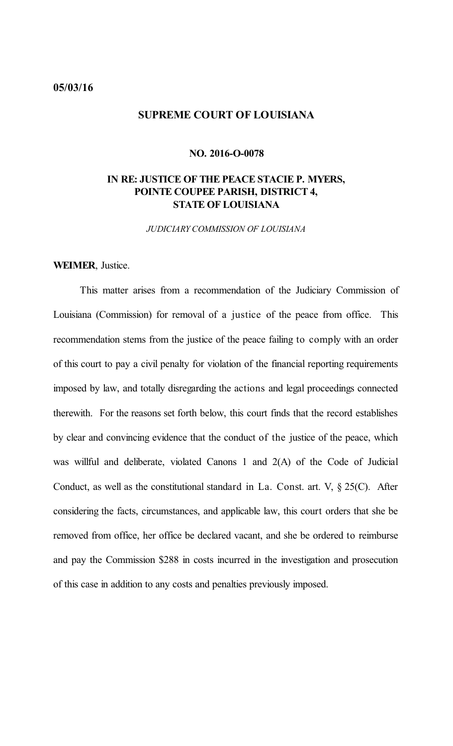**05/03/16**

**SUPREME COURT OF LOUISIANA**

**NO. 2016-O-0078**

**IN RE: JUSTICE OF THE PEACE STACIE P. MYERS, POINTE COUPEE PARISH, DISTRICT 4, STATE OF LOUISIANA**

*JUDICIARY COMMISSION OF LOUISIANA*

**WEIMER**, Justice.

This matter arises from a recommendation of the Judiciary Commission of Louisiana (Commission) for removal of a justice of the peace from office. This recommendation stems from the justice of the peace failing to comply with an order of this court to pay a civil penalty for violation of the financial reporting requirements imposed by law, and totally disregarding the actions and legal proceedings connected therewith. For the reasons set forth below, this court finds that the record establishes by clear and convincing evidence that the conduct of the justice of the peace, which was willful and deliberate, violated Canons 1 and 2(A) of the Code of Judicial Conduct, as well as the constitutional standard in La. Const. art. V, § 25(C). After considering the facts, circumstances, and applicable law, this court orders that she be removed from office, her office be declared vacant, and she be ordered to reimburse and pay the Commission $288 in costs incurred in the investigation and prosecution of this case in addition to any costs and penalties previously imposed.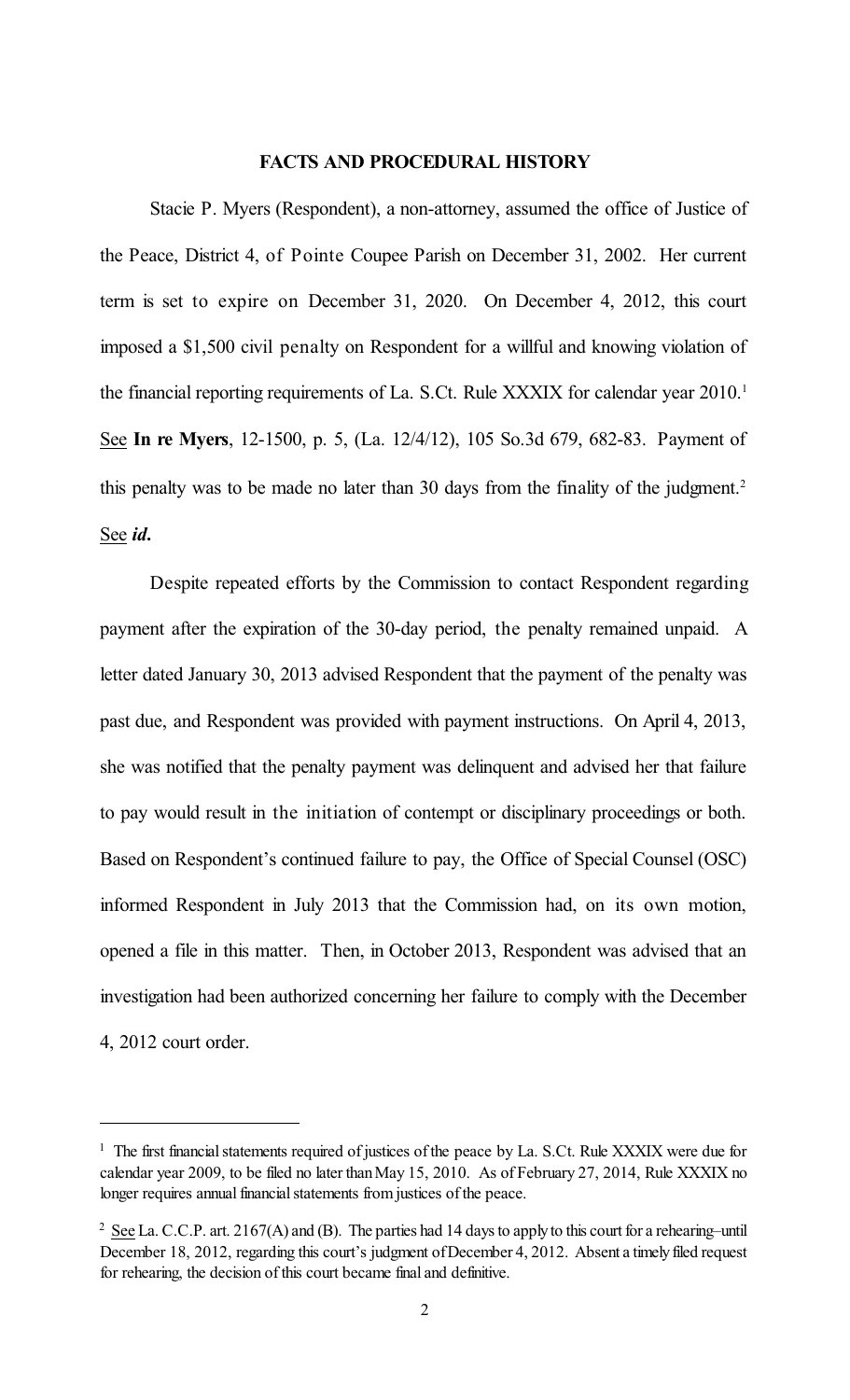**FACTS AND PROCEDURAL HISTORY**

Stacie P. Myers (Respondent), a non-attorney, assumed the office of Justice of the Peace, District 4, of Pointe Coupee Parish on December 31, 2002. Her current term is set to expire on December 31, 2020. On December 4, 2012, this court imposed a $1,500 civil penalty on Respondent for a willful and knowing violation of the financial reporting requirements of La. S.Ct. Rule XXXIX for calendar year 2010.[1] See **In re Myers**, 12-1500, p. 5, (La. 12/4/12), 105 So.3d 679, 682-83. Payment of this penalty was to be made no later than 30 days from the finality of the judgment.[2] See ***id.***

Despite repeated efforts by the Commission to contact Respondent regarding payment after the expiration of the 30-day period, the penalty remained unpaid. A letter dated January 30, 2013 advised Respondent that the payment of the penalty was past due, and Respondent was provided with payment instructions. On April 4, 2013, she was notified that the penalty payment was delinquent and advised her that failure to pay would result in the initiation of contempt or disciplinary proceedings or both. Based on Respondent's continued failure to pay, the Office of Special Counsel (OSC) informed Respondent in July 2013 that the Commission had, on its own motion, opened a file in this matter. Then, in October 2013, Respondent was advised that an investigation had been authorized concerning her failure to comply with the December 4, 2012 court order.

---

[1] The first financial statements required of justices of the peace by La. S.Ct. Rule XXXIX were due for calendar year 2009, to be filed no later than May 15, 2010. As of February 27, 2014, Rule XXXIX no longer requires annual financial statements from justices of the peace.

[2] See La. C.C.P. art. 2167(A) and (B). The parties had 14 days to apply to this court for a rehearing–until December 18, 2012, regarding this court's judgment of December 4, 2012. Absent a timely filed request for rehearing, the decision of this court became final and definitive.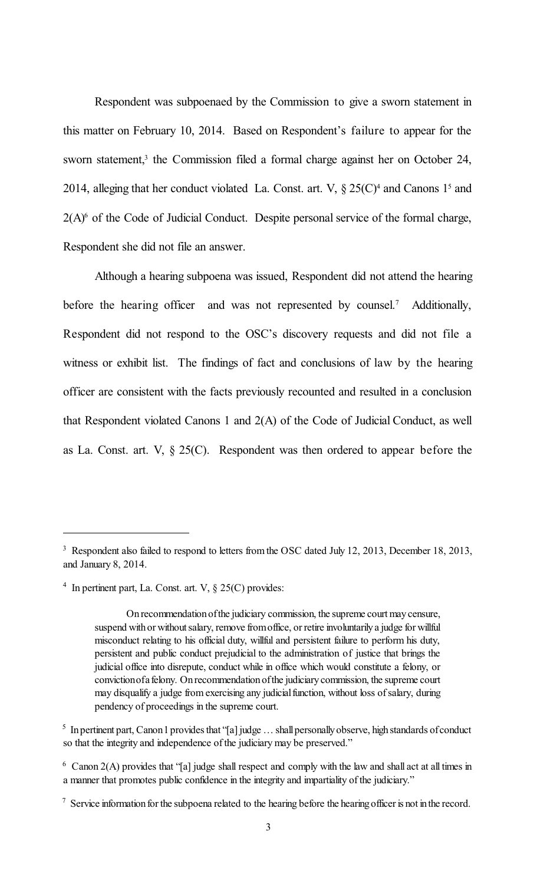Respondent was subpoenaed by the Commission to give a sworn statement in this matter on February 10, 2014. Based on Respondent's failure to appear for the sworn statement,[3] the Commission filed a formal charge against her on October 24, 2014, alleging that her conduct violated La. Const. art. V, § 25(C)[4] and Canons 1[5] and 2(A)[6] of the Code of Judicial Conduct. Despite personal service of the formal charge, Respondent she did not file an answer.

Although a hearing subpoena was issued, Respondent did not attend the hearing before the hearing officer and was not represented by counsel.[7] Additionally, Respondent did not respond to the OSC's discovery requests and did not file a witness or exhibit list. The findings of fact and conclusions of law by the hearing officer are consistent with the facts previously recounted and resulted in a conclusion that Respondent violated Canons 1 and 2(A) of the Code of Judicial Conduct, as well as La. Const. art. V, § 25(C). Respondent was then ordered to appear before the

---

[3] Respondent also failed to respond to letters from the OSC dated July 12, 2013, December 18, 2013, and January 8, 2014.

[4] In pertinent part, La. Const. art. V, § 25(C) provides:

> On recommendation of the judiciary commission, the supreme court may censure, suspend with or without salary, remove from office, or retire involuntarily a judge for willful misconduct relating to his official duty, willful and persistent failure to perform his duty, persistent and public conduct prejudicial to the administration of justice that brings the judicial office into disrepute, conduct while in office which would constitute a felony, or conviction of a felony. On recommendation of the judiciary commission, the supreme court may disqualify a judge from exercising any judicial function, without loss of salary, during pendency of proceedings in the supreme court.

[5] In pertinent part, Canon 1 provides that "[a] judge … shall personally observe, high standards of conduct so that the integrity and independence of the judiciary may be preserved."

[6] Canon 2(A) provides that "[a] judge shall respect and comply with the law and shall act at all times in a manner that promotes public confidence in the integrity and impartiality of the judiciary."

[7] Service information for the subpoena related to the hearing before the hearing officer is not in the record.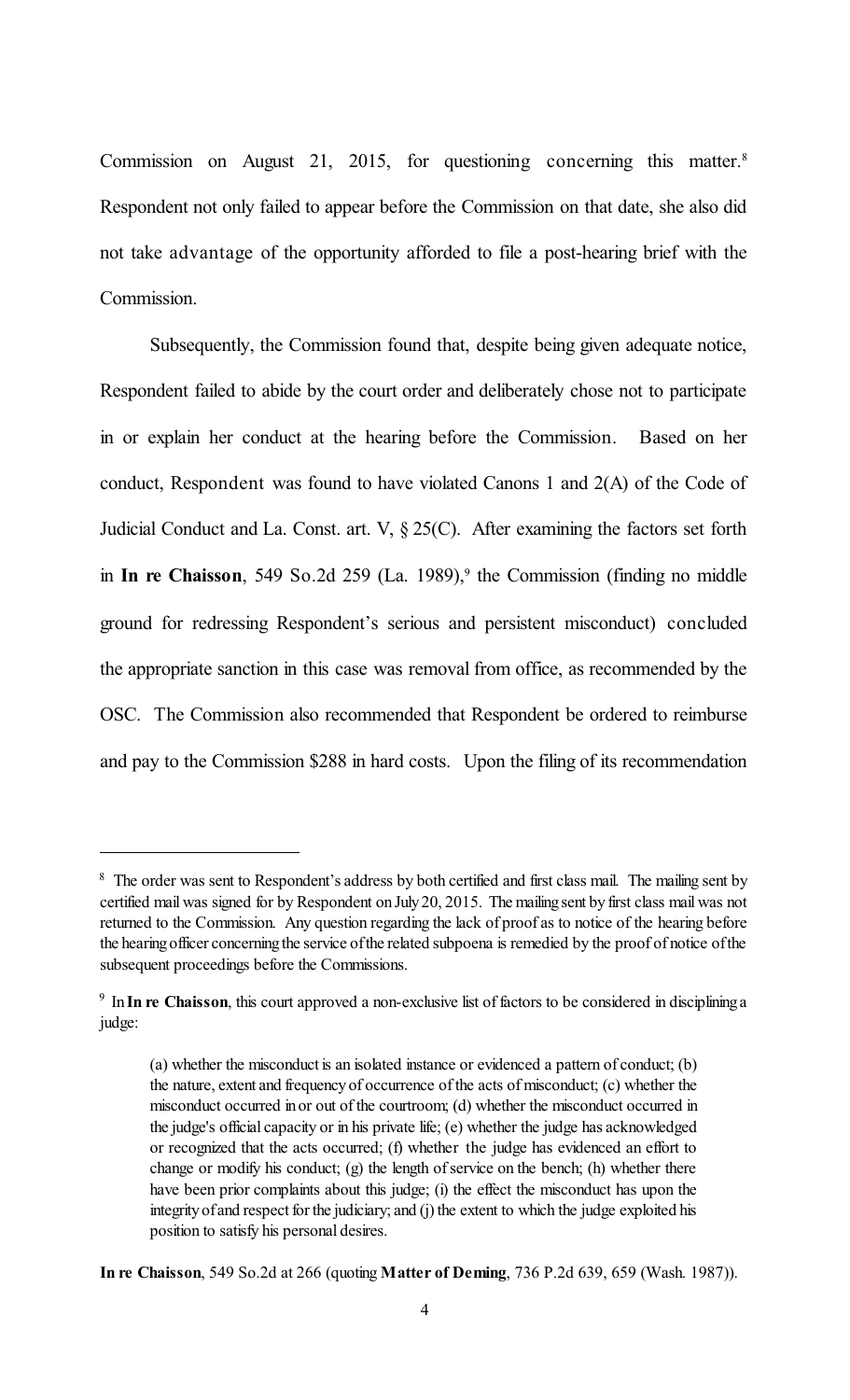Commission on August 21, 2015, for questioning concerning this matter.[8] Respondent not only failed to appear before the Commission on that date, she also did not take advantage of the opportunity afforded to file a post-hearing brief with the Commission.

Subsequently, the Commission found that, despite being given adequate notice, Respondent failed to abide by the court order and deliberately chose not to participate in or explain her conduct at the hearing before the Commission. Based on her conduct, Respondent was found to have violated Canons 1 and 2(A) of the Code of Judicial Conduct and La. Const. art. V, § 25(C). After examining the factors set forth in **In re Chaisson**, 549 So.2d 259 (La. 1989),[9] the Commission (finding no middle ground for redressing Respondent's serious and persistent misconduct) concluded the appropriate sanction in this case was removal from office, as recommended by the OSC. The Commission also recommended that Respondent be ordered to reimburse and pay to the Commission $288 in hard costs. Upon the filing of its recommendation

---

[8] The order was sent to Respondent's address by both certified and first class mail. The mailing sent by certified mail was signed for by Respondent on July 20, 2015. The mailing sent by first class mail was not returned to the Commission. Any question regarding the lack of proof as to notice of the hearing before the hearing officer concerning the service of the related subpoena is remedied by the proof of notice of the subsequent proceedings before the Commissions.

[9] In **In re Chaisson**, this court approved a non-exclusive list of factors to be considered in disciplining a judge:

> (a) whether the misconduct is an isolated instance or evidenced a pattern of conduct; (b) the nature, extent and frequency of occurrence of the acts of misconduct; (c) whether the misconduct occurred in or out of the courtroom; (d) whether the misconduct occurred in the judge's official capacity or in his private life; (e) whether the judge has acknowledged or recognized that the acts occurred; (f) whether the judge has evidenced an effort to change or modify his conduct; (g) the length of service on the bench; (h) whether there have been prior complaints about this judge; (i) the effect the misconduct has upon the integrity of and respect for the judiciary; and (j) the extent to which the judge exploited his position to satisfy his personal desires.

**In re Chaisson**, 549 So.2d at 266 (quoting **Matter of Deming**, 736 P.2d 639, 659 (Wash. 1987)).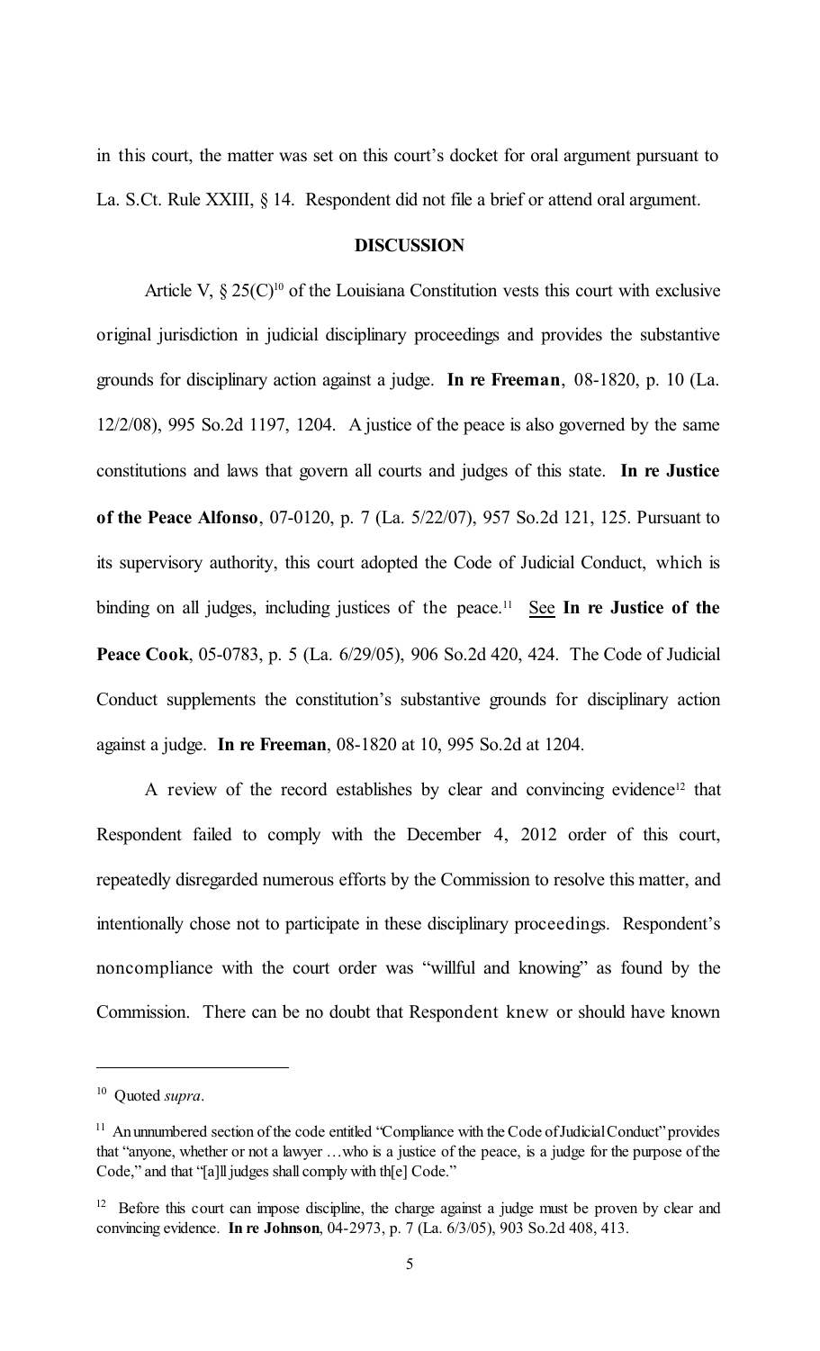in this court, the matter was set on this court's docket for oral argument pursuant to La. S.Ct. Rule XXIII, § 14. Respondent did not file a brief or attend oral argument.

## DISCUSSION

Article V, § 25(C)[10] of the Louisiana Constitution vests this court with exclusive original jurisdiction in judicial disciplinary proceedings and provides the substantive grounds for disciplinary action against a judge. **In re Freeman**, 08-1820, p. 10 (La. 12/2/08), 995 So.2d 1197, 1204. A justice of the peace is also governed by the same constitutions and laws that govern all courts and judges of this state. **In re Justice of the Peace Alfonso**, 07-0120, p. 7 (La. 5/22/07), 957 So.2d 121, 125. Pursuant to its supervisory authority, this court adopted the Code of Judicial Conduct, which is binding on all judges, including justices of the peace.[11] See **In re Justice of the Peace Cook**, 05-0783, p. 5 (La. 6/29/05), 906 So.2d 420, 424. The Code of Judicial Conduct supplements the constitution's substantive grounds for disciplinary action against a judge. **In re Freeman**, 08-1820 at 10, 995 So.2d at 1204.

A review of the record establishes by clear and convincing evidence[12] that Respondent failed to comply with the December 4, 2012 order of this court, repeatedly disregarded numerous efforts by the Commission to resolve this matter, and intentionally chose not to participate in these disciplinary proceedings. Respondent's noncompliance with the court order was "willful and knowing" as found by the Commission. There can be no doubt that Respondent knew or should have known

---

[10] Quoted *supra*.

[11] An unnumbered section of the code entitled "Compliance with the Code of Judicial Conduct" provides that "anyone, whether or not a lawyer …who is a justice of the peace, is a judge for the purpose of the Code," and that "[a]ll judges shall comply with th[e] Code."

[12] Before this court can impose discipline, the charge against a judge must be proven by clear and convincing evidence. **In re Johnson**, 04-2973, p. 7 (La. 6/3/05), 903 So.2d 408, 413.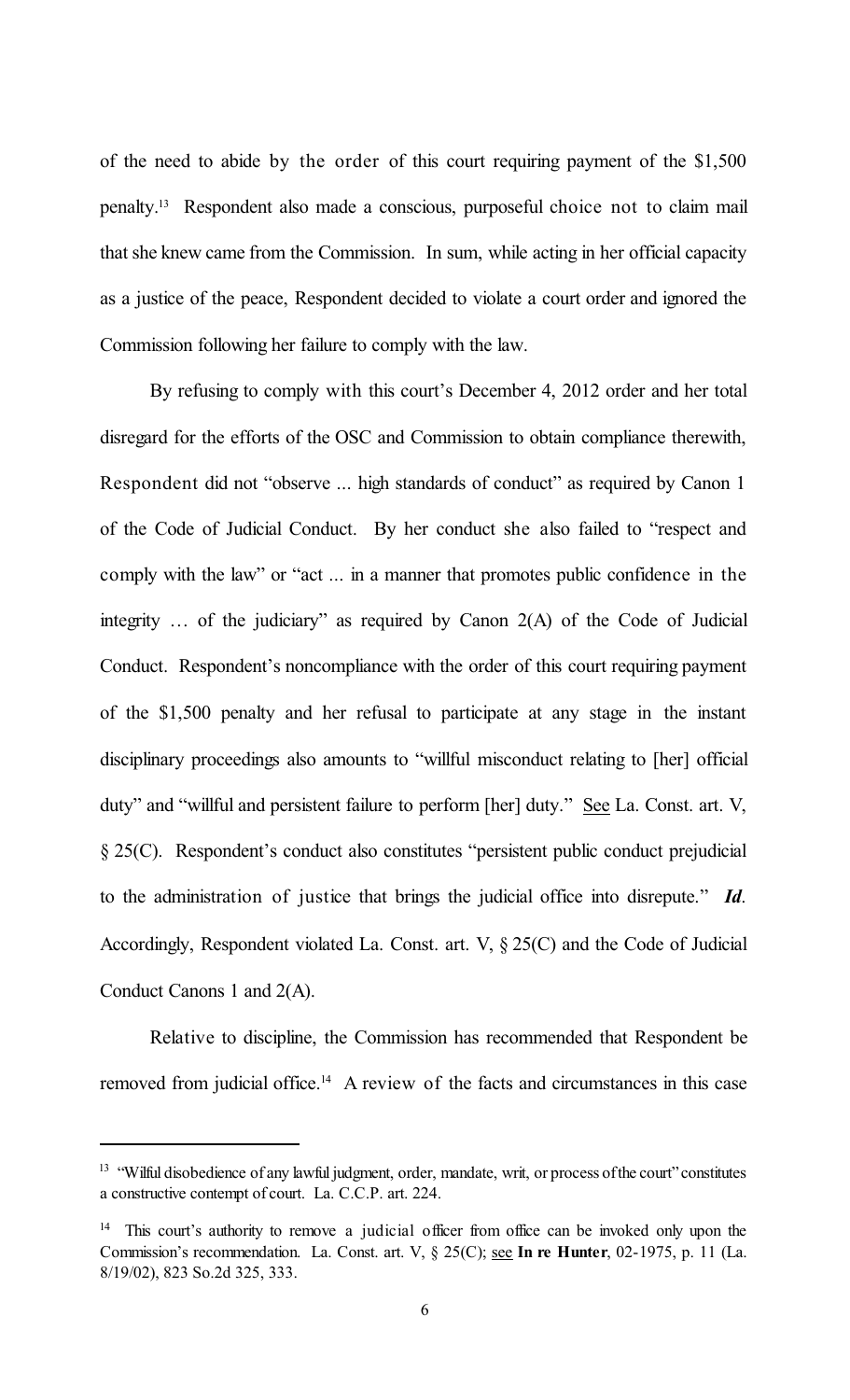of the need to abide by the order of this court requiring payment of the $1,500 penalty.[13] Respondent also made a conscious, purposeful choice not to claim mail that she knew came from the Commission. In sum, while acting in her official capacity as a justice of the peace, Respondent decided to violate a court order and ignored the Commission following her failure to comply with the law.

By refusing to comply with this court's December 4, 2012 order and her total disregard for the efforts of the OSC and Commission to obtain compliance therewith, Respondent did not "observe ... high standards of conduct" as required by Canon 1 of the Code of Judicial Conduct. By her conduct she also failed to "respect and comply with the law" or "act ... in a manner that promotes public confidence in the integrity … of the judiciary" as required by Canon 2(A) of the Code of Judicial Conduct. Respondent's noncompliance with the order of this court requiring payment of the $1,500 penalty and her refusal to participate at any stage in the instant disciplinary proceedings also amounts to "willful misconduct relating to [her] official duty" and "willful and persistent failure to perform [her] duty." <u>See</u> La. Const. art. V, § 25(C). Respondent's conduct also constitutes "persistent public conduct prejudicial to the administration of justice that brings the judicial office into disrepute." ***Id***. Accordingly, Respondent violated La. Const. art. V, § 25(C) and the Code of Judicial Conduct Canons 1 and 2(A).

Relative to discipline, the Commission has recommended that Respondent be removed from judicial office.[14] A review of the facts and circumstances in this case

---

[13] "Wilful disobedience of any lawful judgment, order, mandate, writ, or process of the court" constitutes a constructive contempt of court. La. C.C.P. art. 224.

[14] This court's authority to remove a judicial officer from office can be invoked only upon the Commission's recommendation. La. Const. art. V, § 25(C); <u>see</u> **In re Hunter**, 02-1975, p. 11 (La. 8/19/02), 823 So.2d 325, 333.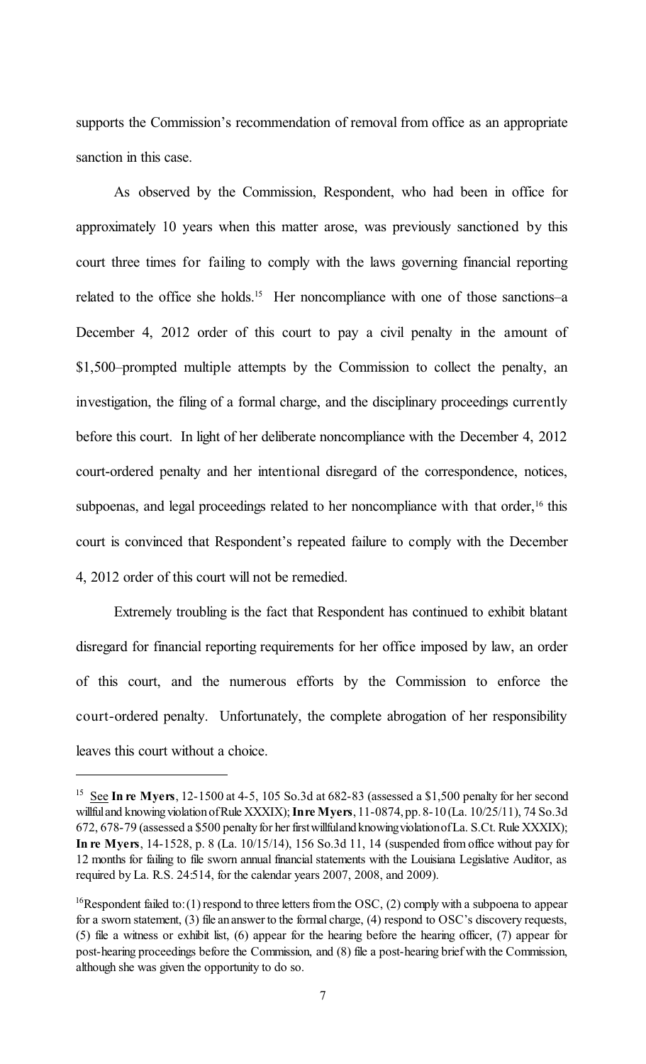supports the Commission's recommendation of removal from office as an appropriate sanction in this case.

As observed by the Commission, Respondent, who had been in office for approximately 10 years when this matter arose, was previously sanctioned by this court three times for failing to comply with the laws governing financial reporting related to the office she holds.[15] Her noncompliance with one of those sanctions–a December 4, 2012 order of this court to pay a civil penalty in the amount of $1,500–prompted multiple attempts by the Commission to collect the penalty, an investigation, the filing of a formal charge, and the disciplinary proceedings currently before this court. In light of her deliberate noncompliance with the December 4, 2012 court-ordered penalty and her intentional disregard of the correspondence, notices, subpoenas, and legal proceedings related to her noncompliance with that order,[16] this court is convinced that Respondent's repeated failure to comply with the December 4, 2012 order of this court will not be remedied.

Extremely troubling is the fact that Respondent has continued to exhibit blatant disregard for financial reporting requirements for her office imposed by law, an order of this court, and the numerous efforts by the Commission to enforce the court-ordered penalty. Unfortunately, the complete abrogation of her responsibility leaves this court without a choice.

---

[15] See **In re Myers**, 12-1500 at 4-5, 105 So.3d at 682-83 (assessed a $1,500 penalty for her second willful and knowing violation of Rule XXXIX); **In re Myers**, 11-0874, pp. 8-10 (La. 10/25/11), 74 So.3d 672, 678-79 (assessed a $500 penalty for her first willful and knowing violation of La. S.Ct. Rule XXXIX); **In re Myers**, 14-1528, p. 8 (La. 10/15/14), 156 So.3d 11, 14 (suspended from office without pay for 12 months for failing to file sworn annual financial statements with the Louisiana Legislative Auditor, as required by La. R.S. 24:514, for the calendar years 2007, 2008, and 2009).

[16] Respondent failed to: (1) respond to three letters from the OSC, (2) comply with a subpoena to appear for a sworn statement, (3) file an answer to the formal charge, (4) respond to OSC's discovery requests, (5) file a witness or exhibit list, (6) appear for the hearing before the hearing officer, (7) appear for post-hearing proceedings before the Commission, and (8) file a post-hearing brief with the Commission, although she was given the opportunity to do so.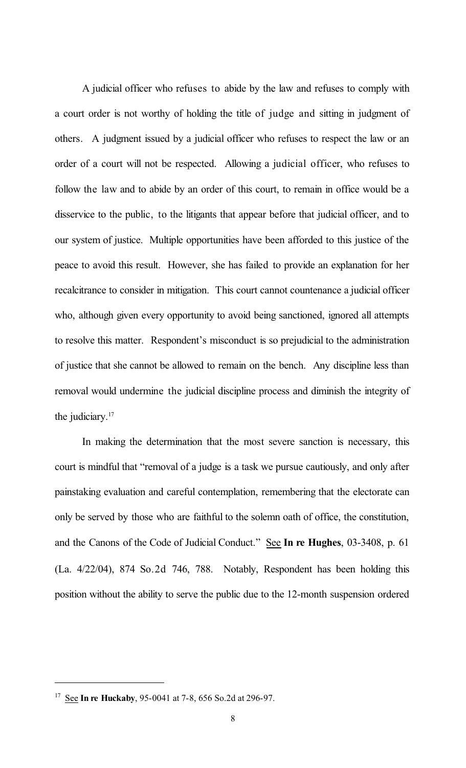A judicial officer who refuses to abide by the law and refuses to comply with a court order is not worthy of holding the title of judge and sitting in judgment of others. A judgment issued by a judicial officer who refuses to respect the law or an order of a court will not be respected. Allowing a judicial officer, who refuses to follow the law and to abide by an order of this court, to remain in office would be a disservice to the public, to the litigants that appear before that judicial officer, and to our system of justice. Multiple opportunities have been afforded to this justice of the peace to avoid this result. However, she has failed to provide an explanation for her recalcitrance to consider in mitigation. This court cannot countenance a judicial officer who, although given every opportunity to avoid being sanctioned, ignored all attempts to resolve this matter. Respondent's misconduct is so prejudicial to the administration of justice that she cannot be allowed to remain on the bench. Any discipline less than removal would undermine the judicial discipline process and diminish the integrity of the judiciary.[17]

In making the determination that the most severe sanction is necessary, this court is mindful that "removal of a judge is a task we pursue cautiously, and only after painstaking evaluation and careful contemplation, remembering that the electorate can only be served by those who are faithful to the solemn oath of office, the constitution, and the Canons of the Code of Judicial Conduct." See **In re Hughes**, 03-3408, p. 61 (La. 4/22/04), 874 So.2d 746, 788. Notably, Respondent has been holding this position without the ability to serve the public due to the 12-month suspension ordered

---

[17] See **In re Huckaby**, 95-0041 at 7-8, 656 So.2d at 296-97.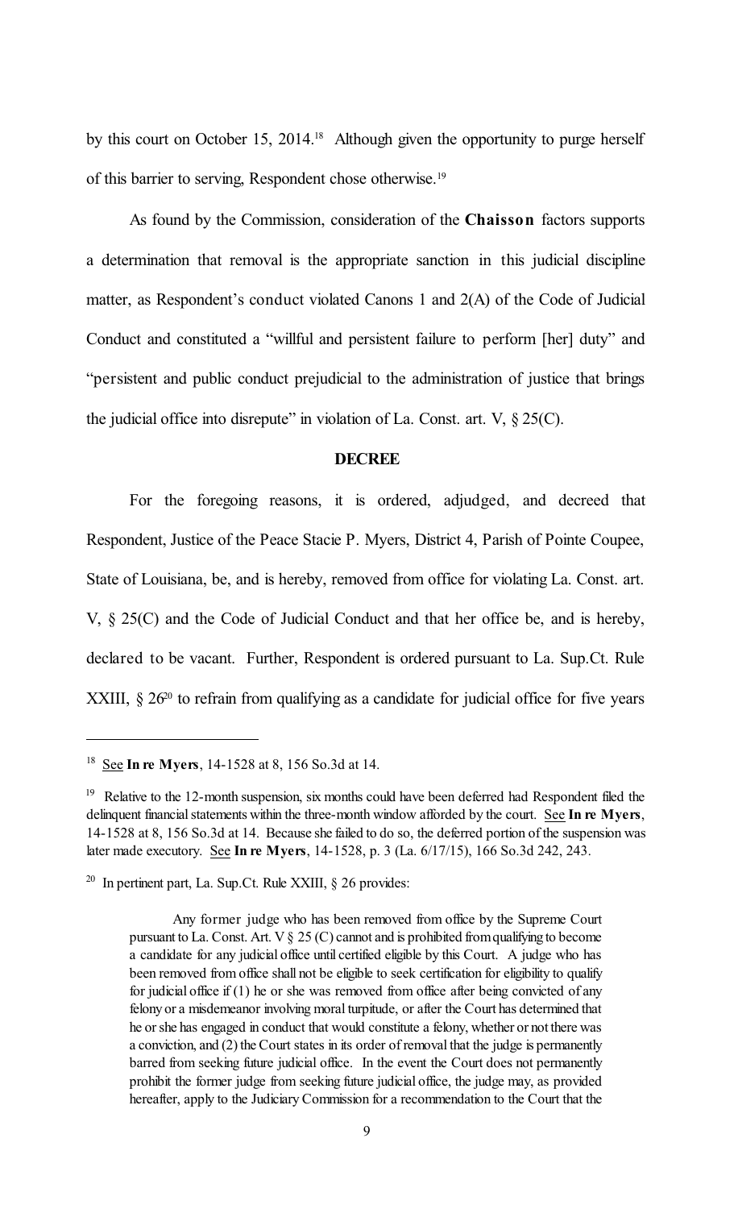by this court on October 15, 2014.[18] Although given the opportunity to purge herself of this barrier to serving, Respondent chose otherwise.[19]

As found by the Commission, consideration of the **Chaisson** factors supports a determination that removal is the appropriate sanction in this judicial discipline matter, as Respondent's conduct violated Canons 1 and 2(A) of the Code of Judicial Conduct and constituted a "willful and persistent failure to perform [her] duty" and "persistent and public conduct prejudicial to the administration of justice that brings the judicial office into disrepute" in violation of La. Const. art. V, § 25(C).

## DECREE

For the foregoing reasons, it is ordered, adjudged, and decreed that Respondent, Justice of the Peace Stacie P. Myers, District 4, Parish of Pointe Coupee, State of Louisiana, be, and is hereby, removed from office for violating La. Const. art. V, § 25(C) and the Code of Judicial Conduct and that her office be, and is hereby, declared to be vacant. Further, Respondent is ordered pursuant to La. Sup.Ct. Rule XXIII, § 26[20] to refrain from qualifying as a candidate for judicial office for five years

---

[18] See **In re Myers**, 14-1528 at 8, 156 So.3d at 14.

[19] Relative to the 12-month suspension, six months could have been deferred had Respondent filed the delinquent financial statements within the three-month window afforded by the court. See **In re Myers**, 14-1528 at 8, 156 So.3d at 14. Because she failed to do so, the deferred portion of the suspension was later made executory. See **In re Myers**, 14-1528, p. 3 (La. 6/17/15), 166 So.3d 242, 243.

[20] In pertinent part, La. Sup.Ct. Rule XXIII, § 26 provides:

> Any former judge who has been removed from office by the Supreme Court pursuant to La. Const. Art. V § 25 (C) cannot and is prohibited from qualifying to become a candidate for any judicial office until certified eligible by this Court. A judge who has been removed from office shall not be eligible to seek certification for eligibility to qualify for judicial office if (1) he or she was removed from office after being convicted of any felony or a misdemeanor involving moral turpitude, or after the Court has determined that he or she has engaged in conduct that would constitute a felony, whether or not there was a conviction, and (2) the Court states in its order of removal that the judge is permanently barred from seeking future judicial office. In the event the Court does not permanently prohibit the former judge from seeking future judicial office, the judge may, as provided hereafter, apply to the Judiciary Commission for a recommendation to the Court that the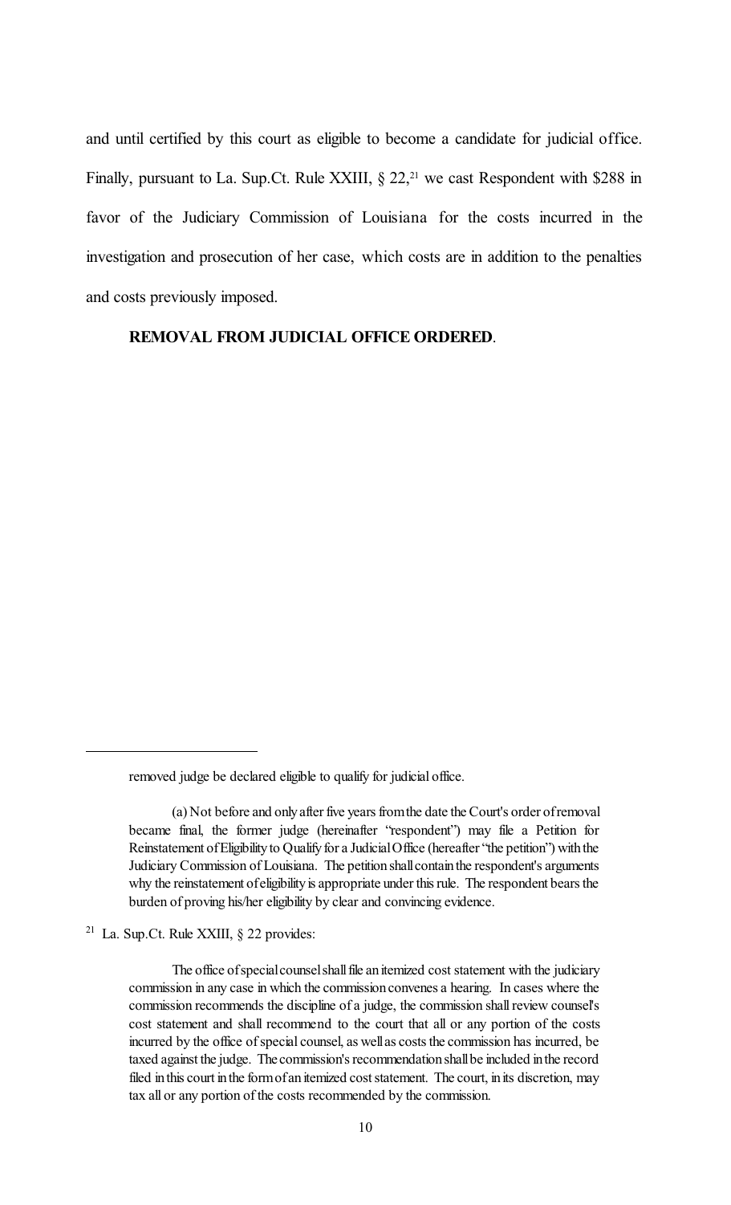and until certified by this court as eligible to become a candidate for judicial office. Finally, pursuant to La. Sup.Ct. Rule XXIII, § 22,[21] we cast Respondent with $288 in favor of the Judiciary Commission of Louisiana for the costs incurred in the investigation and prosecution of her case, which costs are in addition to the penalties and costs previously imposed.

**REMOVAL FROM JUDICIAL OFFICE ORDERED**.

---

removed judge be declared eligible to qualify for judicial office.

(a) Not before and only after five years from the date the Court's order of removal became final, the former judge (hereinafter "respondent") may file a Petition for Reinstatement of Eligibility to Qualify for a Judicial Office (hereafter "the petition") with the Judiciary Commission of Louisiana. The petition shall contain the respondent's arguments why the reinstatement of eligibility is appropriate under this rule. The respondent bears the burden of proving his/her eligibility by clear and convincing evidence.

[21] La. Sup.Ct. Rule XXIII, § 22 provides:

The office of special counsel shall file an itemized cost statement with the judiciary commission in any case in which the commission convenes a hearing. In cases where the commission recommends the discipline of a judge, the commission shall review counsel's cost statement and shall recommend to the court that all or any portion of the costs incurred by the office of special counsel, as well as costs the commission has incurred, be taxed against the judge. The commission's recommendation shall be included in the record filed in this court in the form of an itemized cost statement. The court, in its discretion, may tax all or any portion of the costs recommended by the commission.